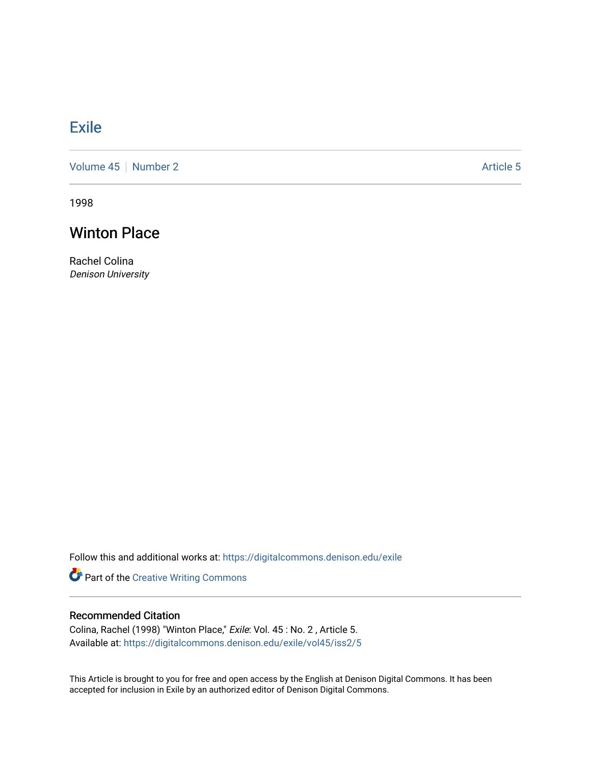# Exile

Volume 45 | Number 2 Article 5

1998

## Winton Place

Rachel Colina
*Denison University*

Follow this and additional works at: https://digitalcommons.denison.edu/exile

Part of the Creative Writing Commons

### Recommended Citation

Colina, Rachel (1998) "Winton Place," *Exile*: Vol. 45 : No. 2 , Article 5.
Available at: https://digitalcommons.denison.edu/exile/vol45/iss2/5

This Article is brought to you for free and open access by the English at Denison Digital Commons. It has been accepted for inclusion in Exile by an authorized editor of Denison Digital Commons.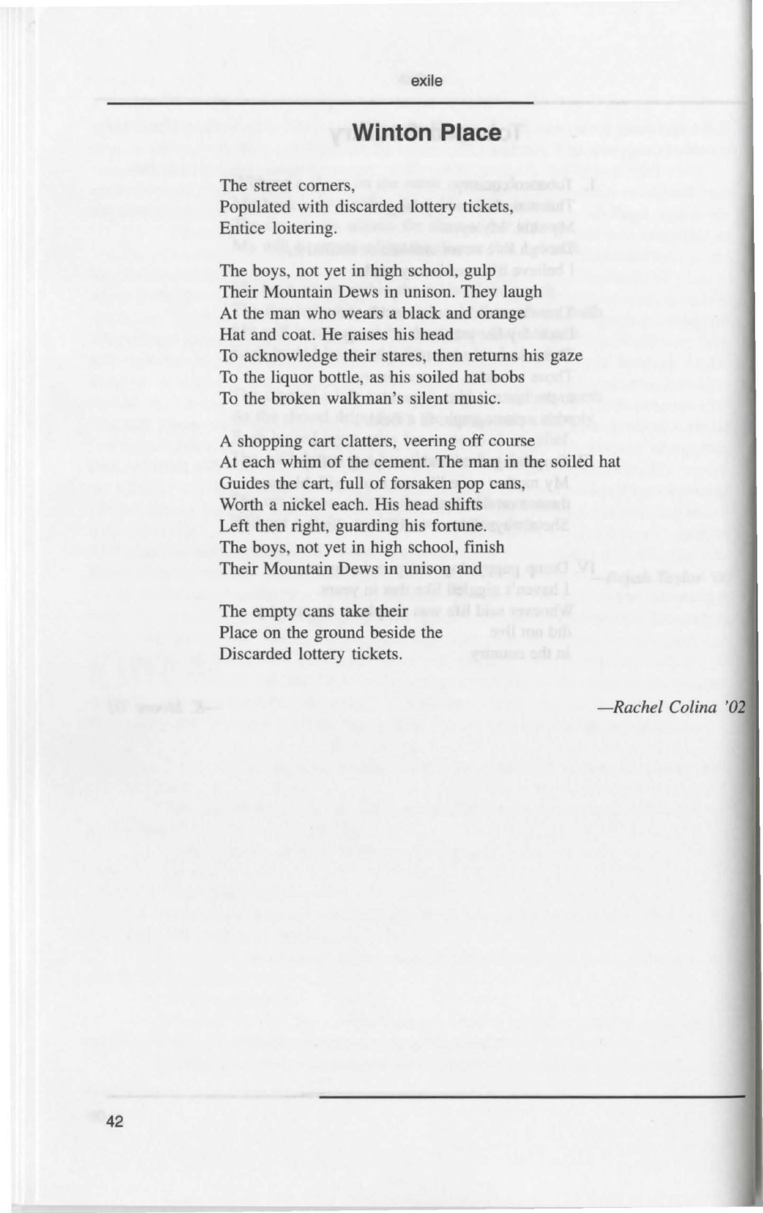# Winton Place

The street corners,  
Populated with discarded lottery tickets,  
Entice loitering.

The boys, not yet in high school, gulp  
Their Mountain Dews in unison. They laugh  
At the man who wears a black and orange  
Hat and coat. He raises his head  
To acknowledge their stares, then returns his gaze  
To the liquor bottle, as his soiled hat bobs  
To the broken walkman's silent music.

A shopping cart clatters, veering off course  
At each whim of the cement. The man in the soiled hat  
Guides the cart, full of forsaken pop cans,  
Worth a nickel each. His head shifts  
Left then right, guarding his fortune.  
The boys, not yet in high school, finish  
Their Mountain Dews in unison and

The empty cans take their  
Place on the ground beside the  
Discarded lottery tickets.

*—Rachel Colina '02*